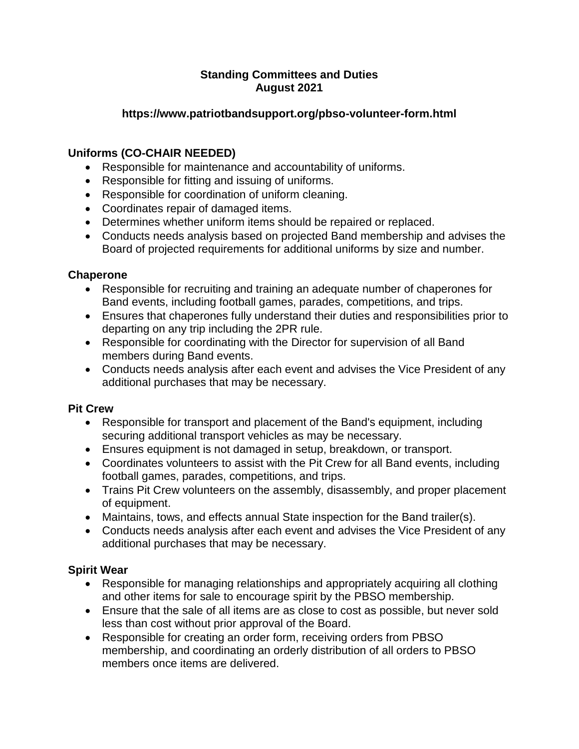# Standing Committees and Duties
## August 2021

**https://www.patriotbandsupport.org/pbso-volunteer-form.html**

### Uniforms (CO-CHAIR NEEDED)

- Responsible for maintenance and accountability of uniforms.
- Responsible for fitting and issuing of uniforms.
- Responsible for coordination of uniform cleaning.
- Coordinates repair of damaged items.
- Determines whether uniform items should be repaired or replaced.
- Conducts needs analysis based on projected Band membership and advises the Board of projected requirements for additional uniforms by size and number.

### Chaperone

- Responsible for recruiting and training an adequate number of chaperones for Band events, including football games, parades, competitions, and trips.
- Ensures that chaperones fully understand their duties and responsibilities prior to departing on any trip including the 2PR rule.
- Responsible for coordinating with the Director for supervision of all Band members during Band events.
- Conducts needs analysis after each event and advises the Vice President of any additional purchases that may be necessary.

### Pit Crew

- Responsible for transport and placement of the Band's equipment, including securing additional transport vehicles as may be necessary.
- Ensures equipment is not damaged in setup, breakdown, or transport.
- Coordinates volunteers to assist with the Pit Crew for all Band events, including football games, parades, competitions, and trips.
- Trains Pit Crew volunteers on the assembly, disassembly, and proper placement of equipment.
- Maintains, tows, and effects annual State inspection for the Band trailer(s).
- Conducts needs analysis after each event and advises the Vice President of any additional purchases that may be necessary.

### Spirit Wear

- Responsible for managing relationships and appropriately acquiring all clothing and other items for sale to encourage spirit by the PBSO membership.
- Ensure that the sale of all items are as close to cost as possible, but never sold less than cost without prior approval of the Board.
- Responsible for creating an order form, receiving orders from PBSO membership, and coordinating an orderly distribution of all orders to PBSO members once items are delivered.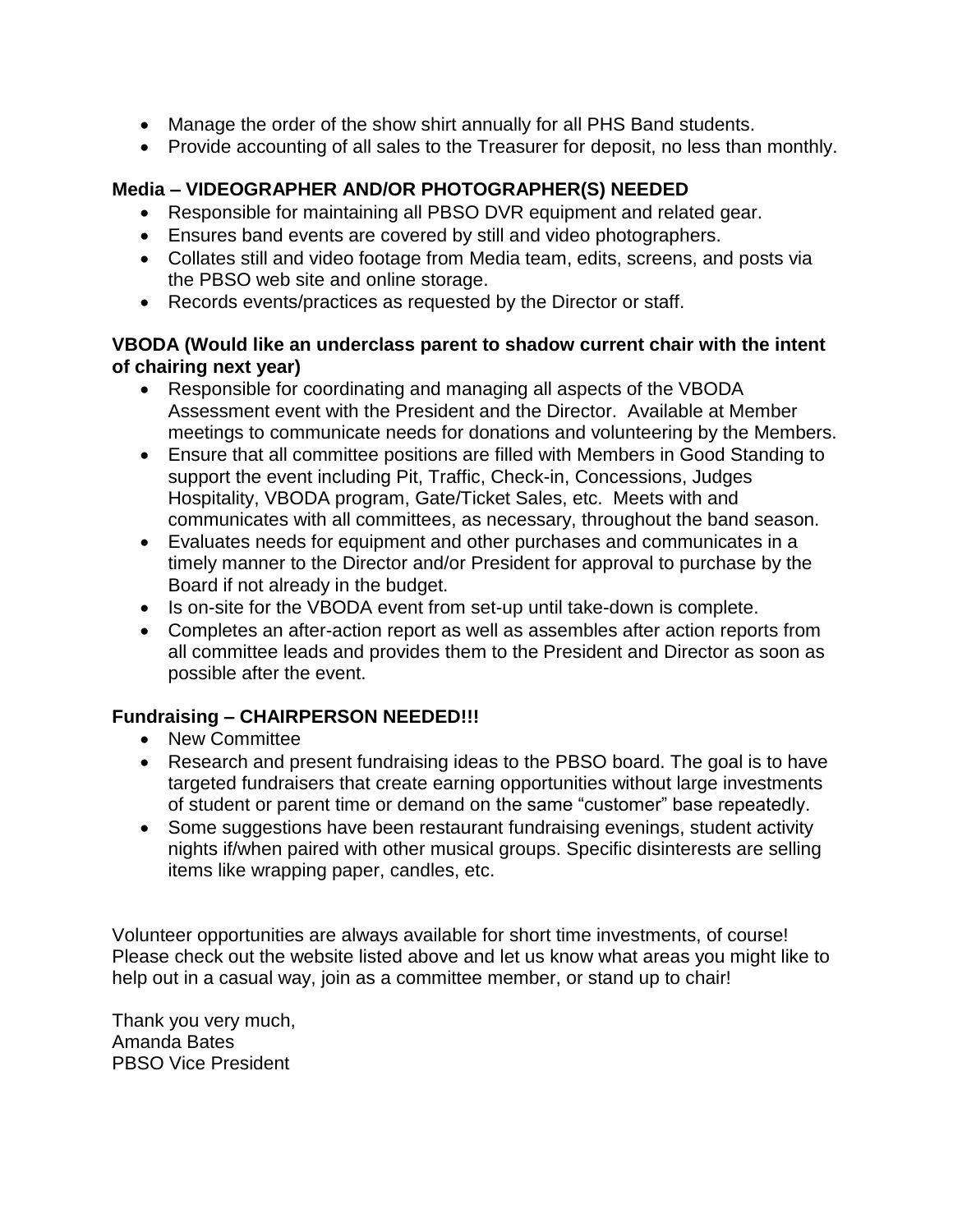- Manage the order of the show shirt annually for all PHS Band students.
- Provide accounting of all sales to the Treasurer for deposit, no less than monthly.

**Media – VIDEOGRAPHER AND/OR PHOTOGRAPHER(S) NEEDED**

- Responsible for maintaining all PBSO DVR equipment and related gear.
- Ensures band events are covered by still and video photographers.
- Collates still and video footage from Media team, edits, screens, and posts via the PBSO web site and online storage.
- Records events/practices as requested by the Director or staff.

**VBODA (Would like an underclass parent to shadow current chair with the intent of chairing next year)**

- Responsible for coordinating and managing all aspects of the VBODA Assessment event with the President and the Director. Available at Member meetings to communicate needs for donations and volunteering by the Members.
- Ensure that all committee positions are filled with Members in Good Standing to support the event including Pit, Traffic, Check-in, Concessions, Judges Hospitality, VBODA program, Gate/Ticket Sales, etc. Meets with and communicates with all committees, as necessary, throughout the band season.
- Evaluates needs for equipment and other purchases and communicates in a timely manner to the Director and/or President for approval to purchase by the Board if not already in the budget.
- Is on-site for the VBODA event from set-up until take-down is complete.
- Completes an after-action report as well as assembles after action reports from all committee leads and provides them to the President and Director as soon as possible after the event.

**Fundraising – CHAIRPERSON NEEDED!!!**

- New Committee
- Research and present fundraising ideas to the PBSO board. The goal is to have targeted fundraisers that create earning opportunities without large investments of student or parent time or demand on the same "customer" base repeatedly.
- Some suggestions have been restaurant fundraising evenings, student activity nights if/when paired with other musical groups. Specific disinterests are selling items like wrapping paper, candles, etc.

Volunteer opportunities are always available for short time investments, of course! Please check out the website listed above and let us know what areas you might like to help out in a casual way, join as a committee member, or stand up to chair!

Thank you very much,
Amanda Bates
PBSO Vice President